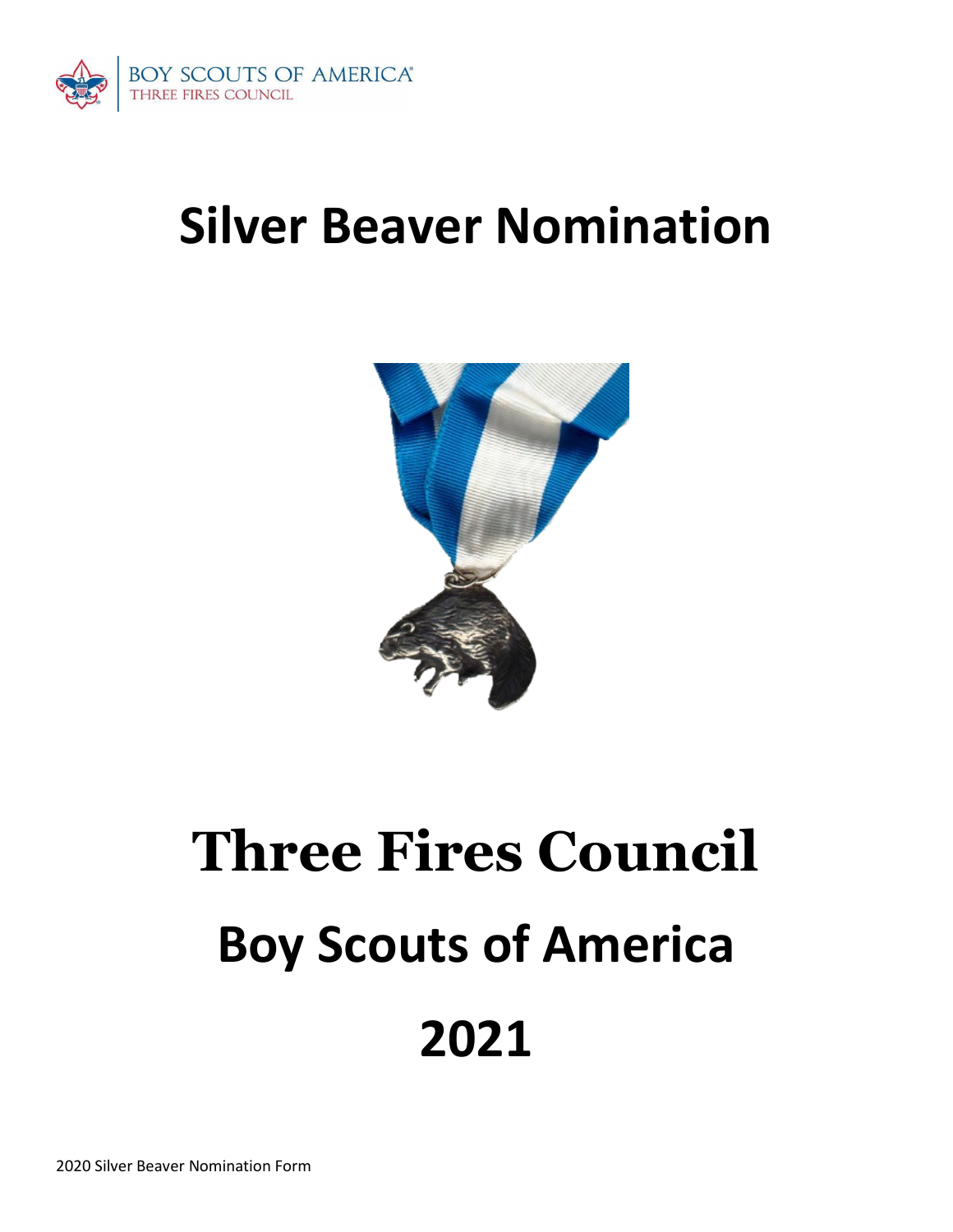BOY SCOUTS OF AMERICA
THREE FIRES COUNCIL

# Silver Beaver Nomination

# Three Fires Council

## Boy Scouts of America

## 2021

2020 Silver Beaver Nomination Form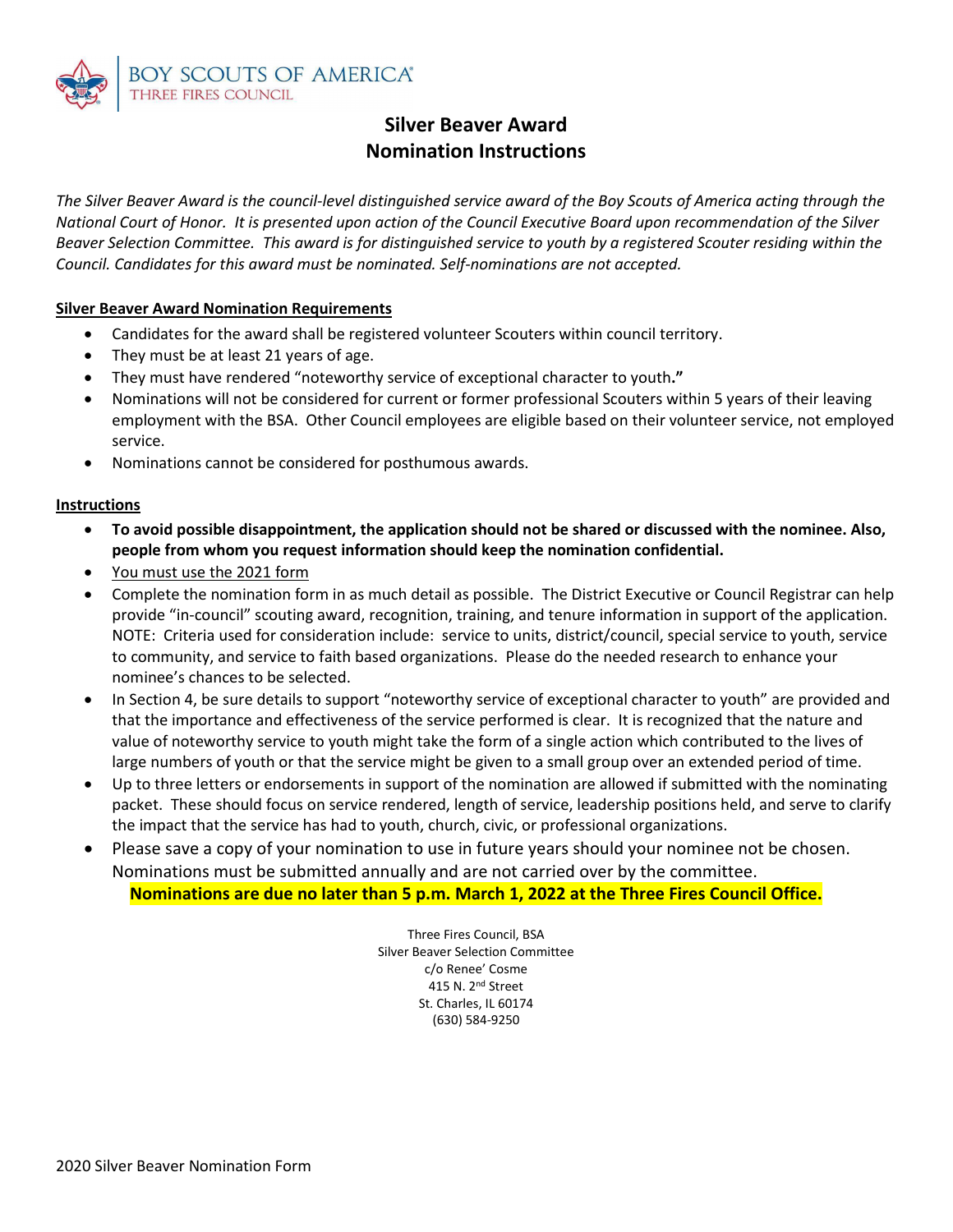BOY SCOUTS OF AMERICA
THREE FIRES COUNCIL

# Silver Beaver Award
# Nomination Instructions

*The Silver Beaver Award is the council-level distinguished service award of the Boy Scouts of America acting through the National Court of Honor. It is presented upon action of the Council Executive Board upon recommendation of the Silver Beaver Selection Committee. This award is for distinguished service to youth by a registered Scouter residing within the Council. Candidates for this award must be nominated. Self-nominations are not accepted.*

**Silver Beaver Award Nomination Requirements**

- Candidates for the award shall be registered volunteer Scouters within council territory.
- They must be at least 21 years of age.
- They must have rendered "noteworthy service of exceptional character to youth**."**
- Nominations will not be considered for current or former professional Scouters within 5 years of their leaving employment with the BSA. Other Council employees are eligible based on their volunteer service, not employed service.
- Nominations cannot be considered for posthumous awards.

**Instructions**

- **To avoid possible disappointment, the application should not be shared or discussed with the nominee. Also, people from whom you request information should keep the nomination confidential.**
- You must use the 2021 form
- Complete the nomination form in as much detail as possible. The District Executive or Council Registrar can help provide "in-council" scouting award, recognition, training, and tenure information in support of the application. NOTE: Criteria used for consideration include: service to units, district/council, special service to youth, service to community, and service to faith based organizations. Please do the needed research to enhance your nominee's chances to be selected.
- In Section 4, be sure details to support "noteworthy service of exceptional character to youth" are provided and that the importance and effectiveness of the service performed is clear. It is recognized that the nature and value of noteworthy service to youth might take the form of a single action which contributed to the lives of large numbers of youth or that the service might be given to a small group over an extended period of time.
- Up to three letters or endorsements in support of the nomination are allowed if submitted with the nominating packet. These should focus on service rendered, length of service, leadership positions held, and serve to clarify the impact that the service has had to youth, church, civic, or professional organizations.
- Please save a copy of your nomination to use in future years should your nominee not be chosen. Nominations must be submitted annually and are not carried over by the committee.

**Nominations are due no later than 5 p.m. March 1, 2022 at the Three Fires Council Office.**

Three Fires Council, BSA
Silver Beaver Selection Committee
c/o Renee' Cosme
415 N. 2nd Street
St. Charles, IL 60174
(630) 584-9250

2020 Silver Beaver Nomination Form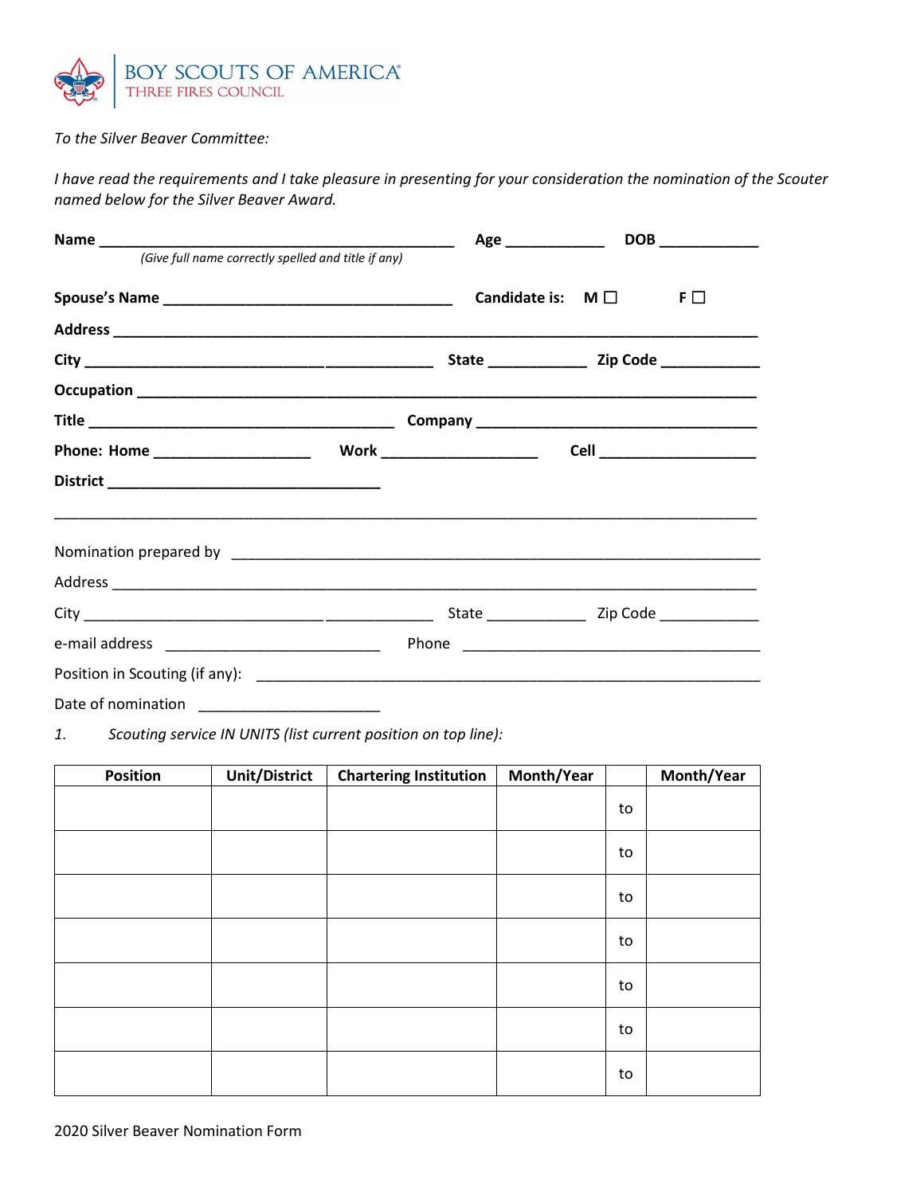BOY SCOUTS OF AMERICA
THREE FIRES COUNCIL

*To the Silver Beaver Committee:*

*I have read the requirements and I take pleasure in presenting for your consideration the nomination of the Scouter named below for the Silver Beaver Award.*

**Name** _____________________________________________ **Age** ____________ **DOB** ____________
*(Give full name correctly spelled and title if any)*

**Spouse's Name** ____________________________________ **Candidate is:** **M** ☐ **F** ☐

**Address** ________________________________________________________________________________

**City** ___________________________________________ **State** ____________ **Zip Code** ____________

**Occupation** _____________________________________________________________________________

**Title** _______________________________________ **Company** ___________________________________

**Phone: Home** ___________________ **Work** ___________________ **Cell** ___________________

**District** __________________________________

___

Nomination prepared by ____________________________________________________________________

Address _________________________________________________________________________________

City ___________________________________________ State ____________ Zip Code ____________

e-mail address ___________________________ Phone _______________________________________

Position in Scouting (if any): _______________________________________________________________

Date of nomination ______________________

1. *Scouting service IN UNITS (list current position on top line):*

| Position | Unit/District | Chartering Institution | Month/Year | | Month/Year |
|---|---|---|---|---|---|
| | | | | to | |
| | | | | to | |
| | | | | to | |
| | | | | to | |
| | | | | to | |
| | | | | to | |
| | | | | to | |

2020 Silver Beaver Nomination Form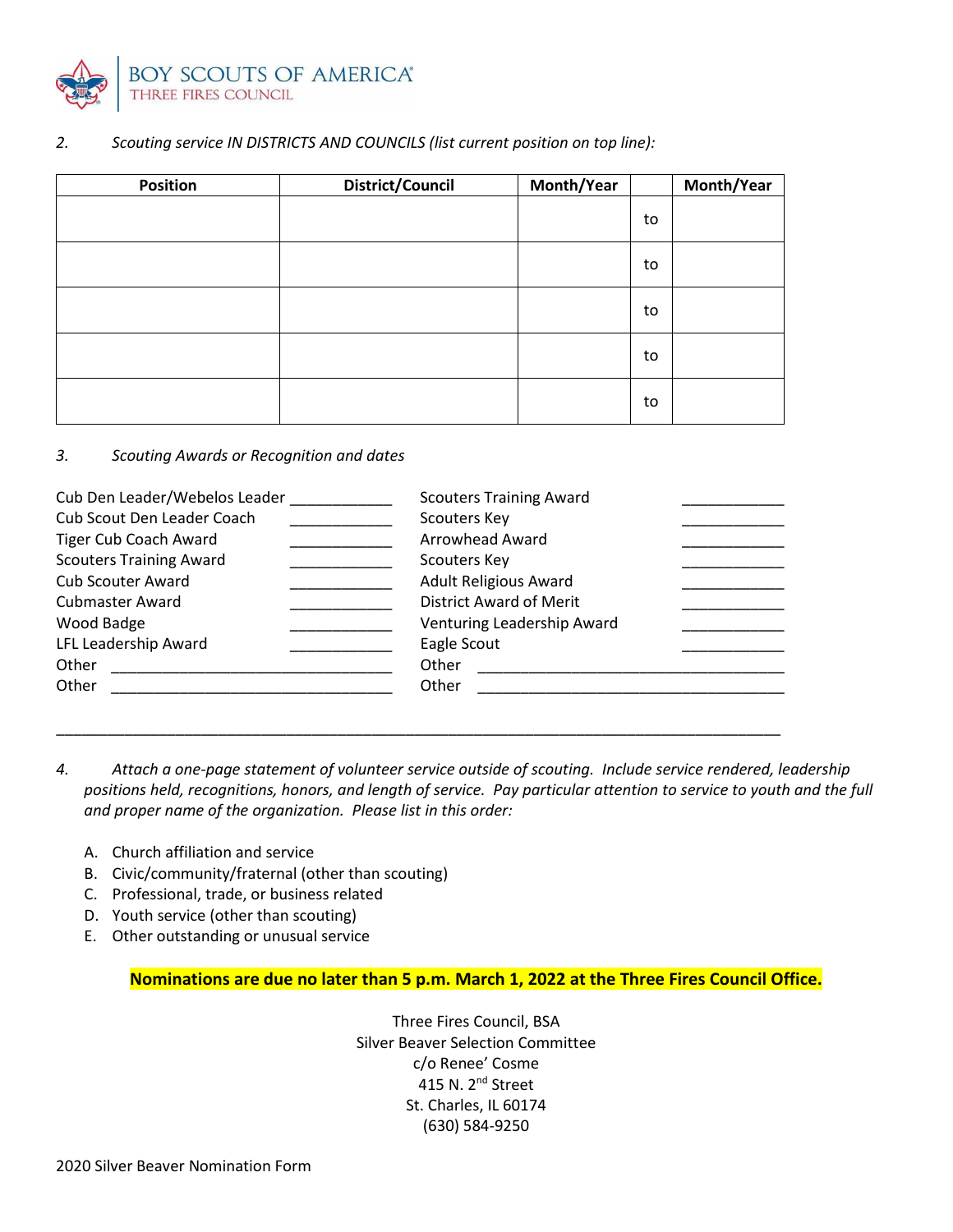BOY SCOUTS OF AMERICA
THREE FIRES COUNCIL

2. *Scouting service IN DISTRICTS AND COUNCILS (list current position on top line):*

| Position | District/Council | Month/Year | | Month/Year |
|---|---|---|---|---|
| | | | to | |
| | | | to | |
| | | | to | |
| | | | to | |
| | | | to | |

3. *Scouting Awards or Recognition and dates*

| | | | |
|---|---|---|---|
| Cub Den Leader/Webelos Leader | ____________ | Scouters Training Award | ____________ |
| Cub Scout Den Leader Coach | ____________ | Scouters Key | ____________ |
| Tiger Cub Coach Award | ____________ | Arrowhead Award | ____________ |
| Scouters Training Award | ____________ | Scouters Key | ____________ |
| Cub Scouter Award | ____________ | Adult Religious Award | ____________ |
| Cubmaster Award | ____________ | District Award of Merit | ____________ |
| Wood Badge | ____________ | Venturing Leadership Award | ____________ |
| LFL Leadership Award | ____________ | Eagle Scout | ____________ |
| Other ____________________________ | | Other ____________________________ | |
| Other ____________________________ | | Other ____________________________ | |

---

4. *Attach a one-page statement of volunteer service outside of scouting. Include service rendered, leadership positions held, recognitions, honors, and length of service. Pay particular attention to service to youth and the full and proper name of the organization. Please list in this order:*

A. Church affiliation and service
B. Civic/community/fraternal (other than scouting)
C. Professional, trade, or business related
D. Youth service (other than scouting)
E. Other outstanding or unusual service

**Nominations are due no later than 5 p.m. March 1, 2022 at the Three Fires Council Office.**

Three Fires Council, BSA
Silver Beaver Selection Committee
c/o Renee' Cosme
415 N. 2nd Street
St. Charles, IL 60174
(630) 584-9250

2020 Silver Beaver Nomination Form